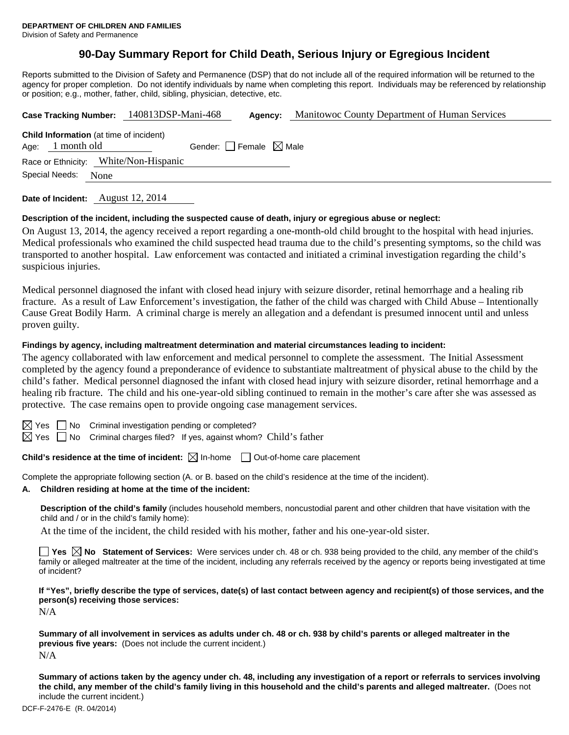**DEPARTMENT OF CHILDREN AND FAMILIES**
Division of Safety and Permanence

# 90-Day Summary Report for Child Death, Serious Injury or Egregious Incident

Reports submitted to the Division of Safety and Permanence (DSP) that do not include all of the required information will be returned to the agency for proper completion. Do not identify individuals by name when completing this report. Individuals may be referenced by relationship or position; e.g., mother, father, child, sibling, physician, detective, etc.

**Case Tracking Number:** 140813DSP-Mani-468 **Agency:** Manitowoc County Department of Human Services

**Child Information** (at time of incident)
Age: 1 month old Gender: ☐ Female ☒ Male
Race or Ethnicity: White/Non-Hispanic
Special Needs: None

**Date of Incident:** August 12, 2014

**Description of the incident, including the suspected cause of death, injury or egregious abuse or neglect:**

On August 13, 2014, the agency received a report regarding a one-month-old child brought to the hospital with head injuries. Medical professionals who examined the child suspected head trauma due to the child's presenting symptoms, so the child was transported to another hospital. Law enforcement was contacted and initiated a criminal investigation regarding the child's suspicious injuries.

Medical personnel diagnosed the infant with closed head injury with seizure disorder, retinal hemorrhage and a healing rib fracture. As a result of Law Enforcement's investigation, the father of the child was charged with Child Abuse – Intentionally Cause Great Bodily Harm. A criminal charge is merely an allegation and a defendant is presumed innocent until and unless proven guilty.

**Findings by agency, including maltreatment determination and material circumstances leading to incident:**

The agency collaborated with law enforcement and medical personnel to complete the assessment. The Initial Assessment completed by the agency found a preponderance of evidence to substantiate maltreatment of physical abuse to the child by the child's father. Medical personnel diagnosed the infant with closed head injury with seizure disorder, retinal hemorrhage and a healing rib fracture. The child and his one-year-old sibling continued to remain in the mother's care after she was assessed as protective. The case remains open to provide ongoing case management services.

☒ Yes ☐ No Criminal investigation pending or completed?
☒ Yes ☐ No Criminal charges filed? If yes, against whom? Child's father

**Child's residence at the time of incident:** ☒ In-home ☐ Out-of-home care placement

Complete the appropriate following section (A. or B. based on the child's residence at the time of the incident).

**A. Children residing at home at the time of the incident:**

**Description of the child's family** (includes household members, noncustodial parent and other children that have visitation with the child and / or in the child's family home):

At the time of the incident, the child resided with his mother, father and his one-year-old sister.

☐ **Yes** ☒ **No Statement of Services:** Were services under ch. 48 or ch. 938 being provided to the child, any member of the child's family or alleged maltreater at the time of the incident, including any referrals received by the agency or reports being investigated at time of incident?

**If "Yes", briefly describe the type of services, date(s) of last contact between agency and recipient(s) of those services, and the person(s) receiving those services:**

N/A

**Summary of all involvement in services as adults under ch. 48 or ch. 938 by child's parents or alleged maltreater in the previous five years:** (Does not include the current incident.)

N/A

**Summary of actions taken by the agency under ch. 48, including any investigation of a report or referrals to services involving the child, any member of the child's family living in this household and the child's parents and alleged maltreater.** (Does not include the current incident.)

DCF-F-2476-E (R. 04/2014)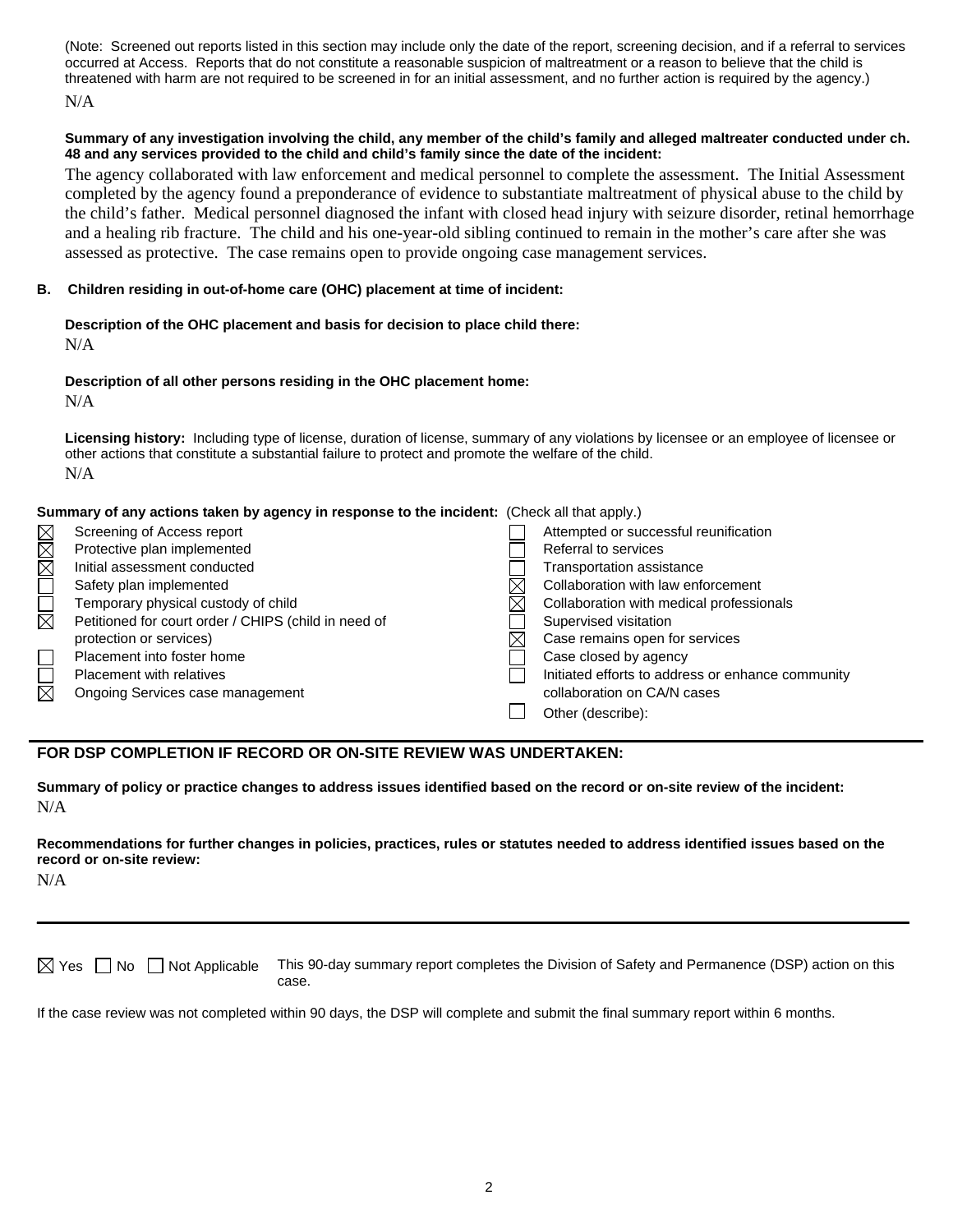(Note: Screened out reports listed in this section may include only the date of the report, screening decision, and if a referral to services occurred at Access. Reports that do not constitute a reasonable suspicion of maltreatment or a reason to believe that the child is threatened with harm are not required to be screened in for an initial assessment, and no further action is required by the agency.)

N/A

**Summary of any investigation involving the child, any member of the child's family and alleged maltreater conducted under ch. 48 and any services provided to the child and child's family since the date of the incident:**

The agency collaborated with law enforcement and medical personnel to complete the assessment. The Initial Assessment completed by the agency found a preponderance of evidence to substantiate maltreatment of physical abuse to the child by the child's father. Medical personnel diagnosed the infant with closed head injury with seizure disorder, retinal hemorrhage and a healing rib fracture. The child and his one-year-old sibling continued to remain in the mother's care after she was assessed as protective. The case remains open to provide ongoing case management services.

**B. Children residing in out-of-home care (OHC) placement at time of incident:**

**Description of the OHC placement and basis for decision to place child there:**

N/A

**Description of all other persons residing in the OHC placement home:**

N/A

**Licensing history:** Including type of license, duration of license, summary of any violations by licensee or an employee of licensee or other actions that constitute a substantial failure to protect and promote the welfare of the child.

N/A

**Summary of any actions taken by agency in response to the incident:** (Check all that apply.)

- ☒ Screening of Access report
- ☒ Protective plan implemented
- ☒ Initial assessment conducted
- ☐ Safety plan implemented
- ☐ Temporary physical custody of child
- ☒ Petitioned for court order / CHIPS (child in need of protection or services)
- ☐ Placement into foster home
- ☐ Placement with relatives
- ☒ Ongoing Services case management
- ☐ Attempted or successful reunification
- ☐ Referral to services
- ☐ Transportation assistance
- ☒ Collaboration with law enforcement
- ☒ Collaboration with medical professionals
- ☐ Supervised visitation
- ☒ Case remains open for services
- ☐ Case closed by agency
- ☐ Initiated efforts to address or enhance community collaboration on CA/N cases
- ☐ Other (describe):

## FOR DSP COMPLETION IF RECORD OR ON-SITE REVIEW WAS UNDERTAKEN:

**Summary of policy or practice changes to address issues identified based on the record or on-site review of the incident:**

N/A

**Recommendations for further changes in policies, practices, rules or statutes needed to address identified issues based on the record or on-site review:**

N/A

☒ Yes ☐ No ☐ Not Applicable This 90-day summary report completes the Division of Safety and Permanence (DSP) action on this case.

If the case review was not completed within 90 days, the DSP will complete and submit the final summary report within 6 months.